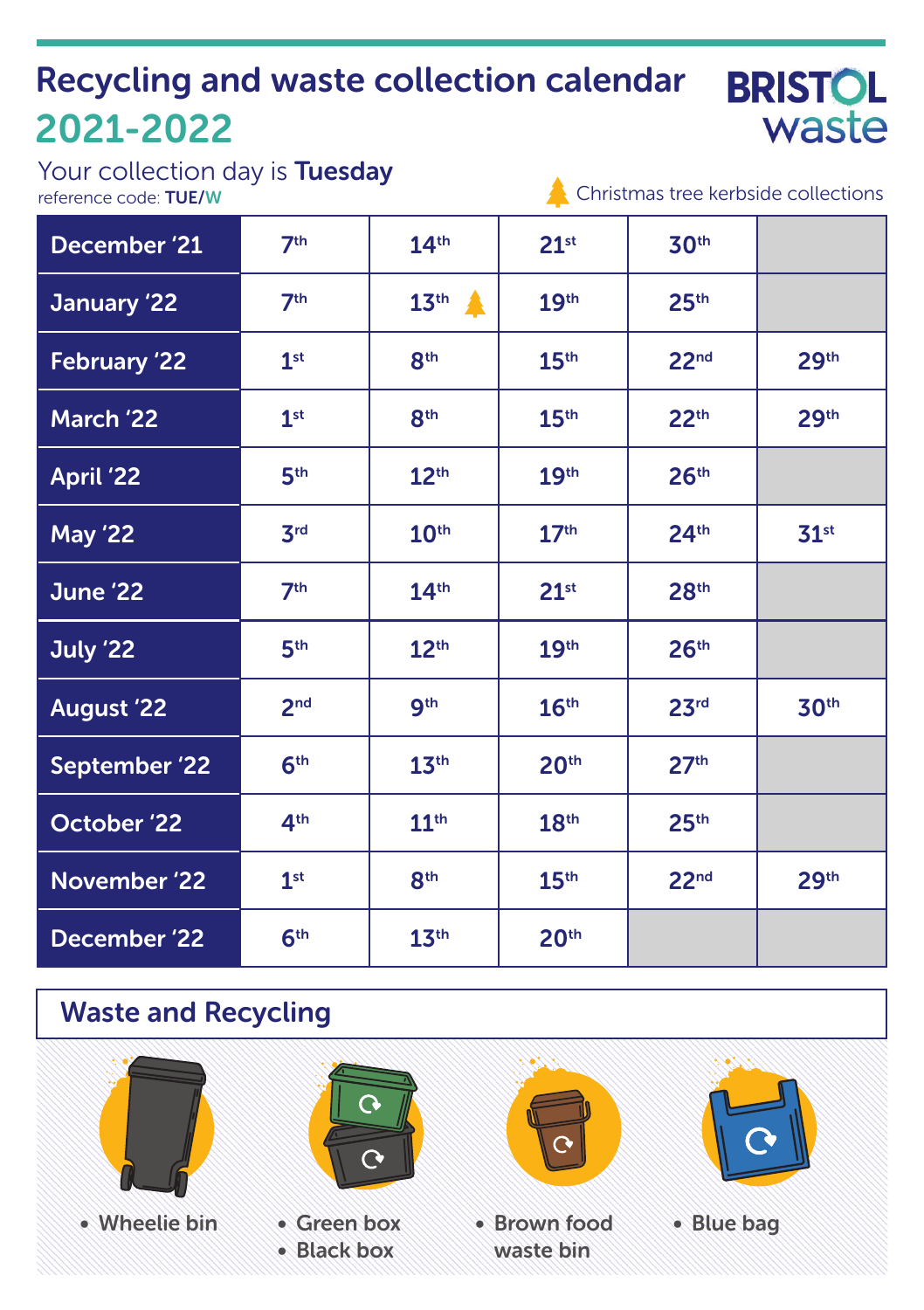# Recycling and waste collection calendar 2021-2022

**BRISTOL waste**

Your collection day is **Tuesday**
reference code: **TUE/W**

🎄 Christmas tree kerbside collections

| Month | | | | | |
|---|---|---|---|---|---|
| December '21 | 7th | 14th | 21st | 30th | |
| January '22 | 7th | 13th 🎄 | 19th | 25th | |
| February '22 | 1st | 8th | 15th | 22nd | 29th |
| March '22 | 1st | 8th | 15th | 22th | 29th |
| April '22 | 5th | 12th | 19th | 26th | |
| May '22 | 3rd | 10th | 17th | 24th | 31st |
| June '22 | 7th | 14th | 21st | 28th | |
| July '22 | 5th | 12th | 19th | 26th | |
| August '22 | 2nd | 9th | 16th | 23rd | 30th |
| September '22 | 6th | 13th | 20th | 27th | |
| October '22 | 4th | 11th | 18th | 25th | |
| November '22 | 1st | 8th | 15th | 22nd | 29th |
| December '22 | 6th | 13th | 20th | | |

## Waste and Recycling

- Wheelie bin

- Green box
- Black box

- Brown food waste bin

- Blue bag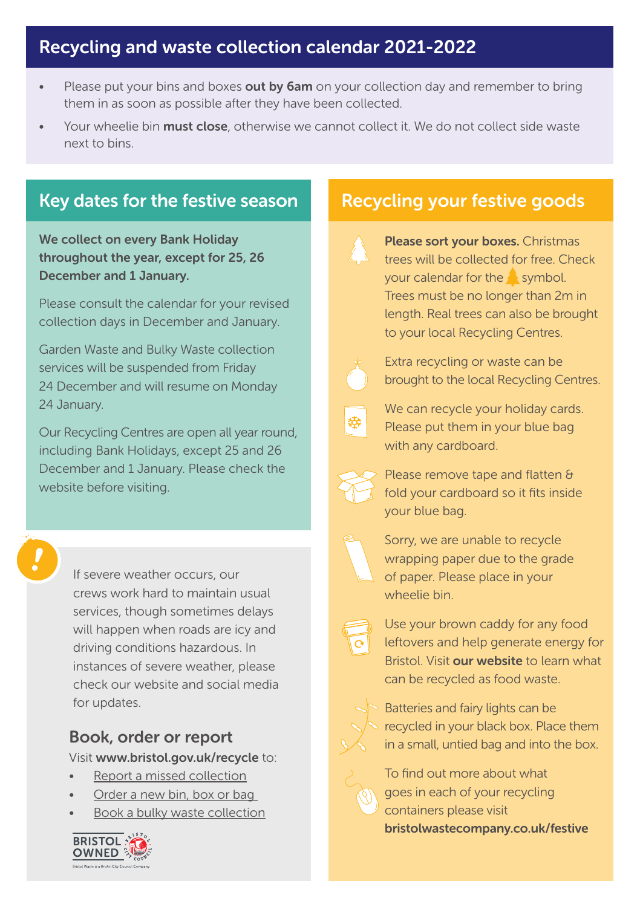# Recycling and waste collection calendar 2021-2022

- Please put your bins and boxes **out by 6am** on your collection day and remember to bring them in as soon as possible after they have been collected.
- Your wheelie bin **must close**, otherwise we cannot collect it. We do not collect side waste next to bins.

## Key dates for the festive season

**We collect on every Bank Holiday throughout the year, except for 25, 26 December and 1 January.**

Please consult the calendar for your revised collection days in December and January.

Garden Waste and Bulky Waste collection services will be suspended from Friday 24 December and will resume on Monday 24 January.

Our Recycling Centres are open all year round, including Bank Holidays, except 25 and 26 December and 1 January. Please check the website before visiting.

If severe weather occurs, our crews work hard to maintain usual services, though sometimes delays will happen when roads are icy and driving conditions hazardous. In instances of severe weather, please check our website and social media for updates.

### Book, order or report

Visit **www.bristol.gov.uk/recycle** to:

- Report a missed collection
- Order a new bin, box or bag
- Book a bulky waste collection

BRISTOL OWNED

Bristol Waste is a Bristol City Council Company

## Recycling your festive goods

**Please sort your boxes.** Christmas trees will be collected for free. Check your calendar for the symbol. Trees must be no longer than 2m in length. Real trees can also be brought to your local Recycling Centres.

Extra recycling or waste can be brought to the local Recycling Centres.

We can recycle your holiday cards. Please put them in your blue bag with any cardboard.

Please remove tape and flatten & fold your cardboard so it fits inside your blue bag.

Sorry, we are unable to recycle wrapping paper due to the grade of paper. Please place in your wheelie bin.

Use your brown caddy for any food leftovers and help generate energy for Bristol. Visit **our website** to learn what can be recycled as food waste.

Batteries and fairy lights can be recycled in your black box. Place them in a small, untied bag and into the box.

To find out more about what goes in each of your recycling containers please visit **bristolwastecompany.co.uk/festive**